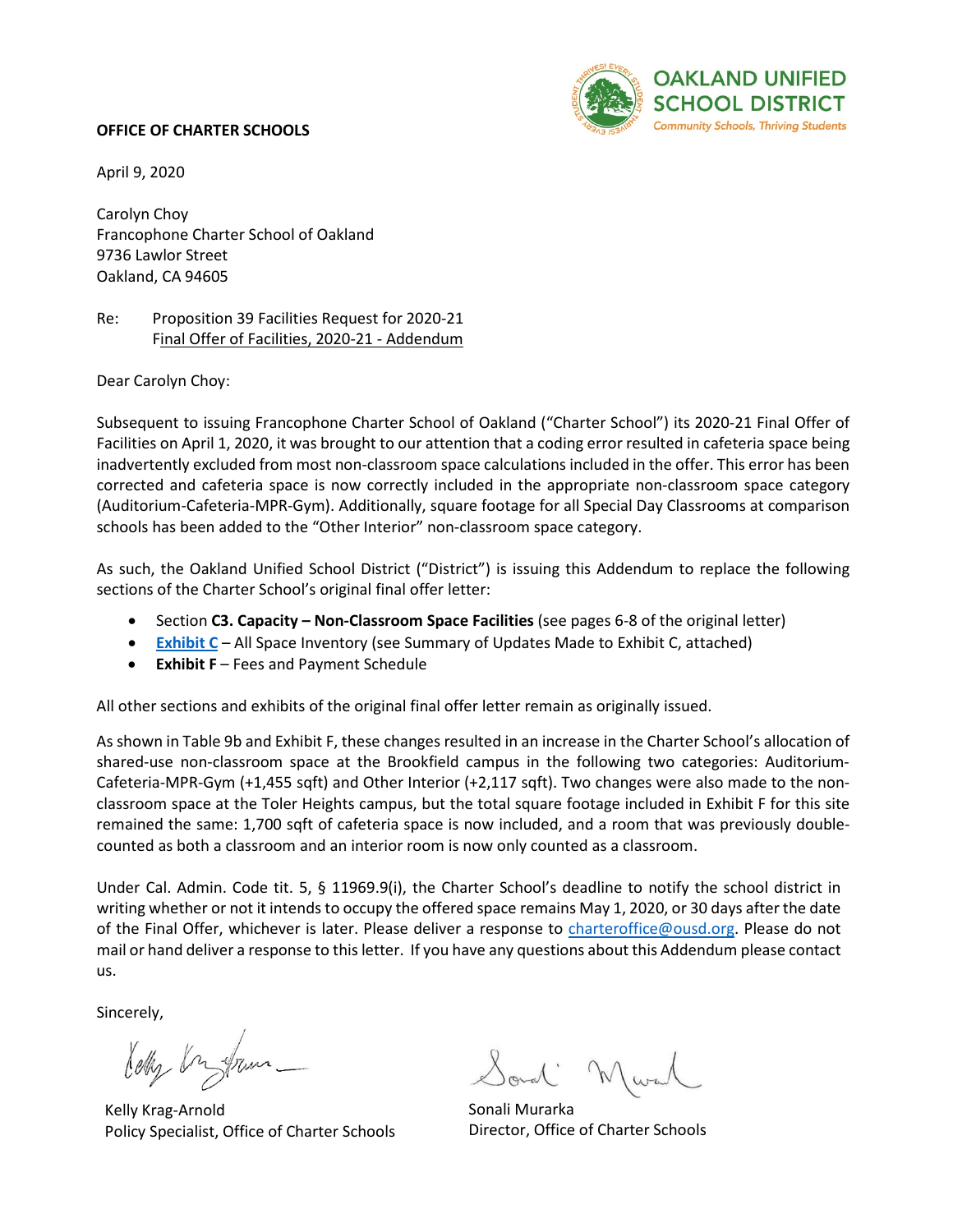**OAKLAND UNIFIED SCHOOL DISTRICT**
*Community Schools, Thriving Students*

**OFFICE OF CHARTER SCHOOLS**

April 9, 2020

Carolyn Choy
Francophone Charter School of Oakland
9736 Lawlor Street
Oakland, CA 94605

Re: Proposition 39 Facilities Request for 2020-21
Final Offer of Facilities, 2020-21 - Addendum

Dear Carolyn Choy:

Subsequent to issuing Francophone Charter School of Oakland ("Charter School") its 2020-21 Final Offer of Facilities on April 1, 2020, it was brought to our attention that a coding error resulted in cafeteria space being inadvertently excluded from most non-classroom space calculations included in the offer. This error has been corrected and cafeteria space is now correctly included in the appropriate non-classroom space category (Auditorium-Cafeteria-MPR-Gym). Additionally, square footage for all Special Day Classrooms at comparison schools has been added to the "Other Interior" non-classroom space category.

As such, the Oakland Unified School District ("District") is issuing this Addendum to replace the following sections of the Charter School's original final offer letter:

- Section **C3. Capacity – Non-Classroom Space Facilities** (see pages 6-8 of the original letter)
- **Exhibit C** – All Space Inventory (see Summary of Updates Made to Exhibit C, attached)
- **Exhibit F** – Fees and Payment Schedule

All other sections and exhibits of the original final offer letter remain as originally issued.

As shown in Table 9b and Exhibit F, these changes resulted in an increase in the Charter School's allocation of shared-use non-classroom space at the Brookfield campus in the following two categories: Auditorium-Cafeteria-MPR-Gym (+1,455 sqft) and Other Interior (+2,117 sqft). Two changes were also made to the non-classroom space at the Toler Heights campus, but the total square footage included in Exhibit F for this site remained the same: 1,700 sqft of cafeteria space is now included, and a room that was previously double-counted as both a classroom and an interior room is now only counted as a classroom.

Under Cal. Admin. Code tit. 5, § 11969.9(i), the Charter School's deadline to notify the school district in writing whether or not it intends to occupy the offered space remains May 1, 2020, or 30 days after the date of the Final Offer, whichever is later. Please deliver a response to charteroffice@ousd.org. Please do not mail or hand deliver a response to this letter. If you have any questions about this Addendum please contact us.

Sincerely,

Kelly Krag-Arnold
Policy Specialist, Office of Charter Schools

Sonali Murarka
Director, Office of Charter Schools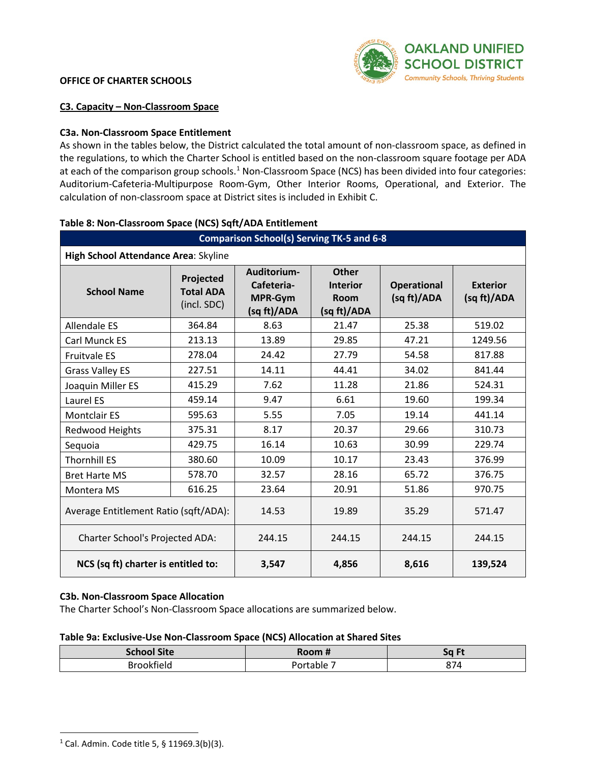**OFFICE OF CHARTER SCHOOLS**

## C3. Capacity – Non-Classroom Space

### C3a. Non-Classroom Space Entitlement

As shown in the tables below, the District calculated the total amount of non-classroom space, as defined in the regulations, to which the Charter School is entitled based on the non-classroom square footage per ADA at each of the comparison group schools.[1] Non-Classroom Space (NCS) has been divided into four categories: Auditorium-Cafeteria-Multipurpose Room-Gym, Other Interior Rooms, Operational, and Exterior. The calculation of non-classroom space at District sites is included in Exhibit C.

**Table 8: Non-Classroom Space (NCS) Sqft/ADA Entitlement**

| Comparison School(s) Serving TK-5 and 6-8 | | | | | |
|---|---|---|---|---|---|
| **High School Attendance Area**: Skyline | | | | | |
| **School Name** | **Projected Total ADA** (incl. SDC) | **Auditorium-Cafeteria-MPR-Gym (sq ft)/ADA** | **Other Interior Room (sq ft)/ADA** | **Operational (sq ft)/ADA** | **Exterior (sq ft)/ADA** |
| Allendale ES | 364.84 | 8.63 | 21.47 | 25.38 | 519.02 |
| Carl Munck ES | 213.13 | 13.89 | 29.85 | 47.21 | 1249.56 |
| Fruitvale ES | 278.04 | 24.42 | 27.79 | 54.58 | 817.88 |
| Grass Valley ES | 227.51 | 14.11 | 44.41 | 34.02 | 841.44 |
| Joaquin Miller ES | 415.29 | 7.62 | 11.28 | 21.86 | 524.31 |
| Laurel ES | 459.14 | 9.47 | 6.61 | 19.60 | 199.34 |
| Montclair ES | 595.63 | 5.55 | 7.05 | 19.14 | 441.14 |
| Redwood Heights | 375.31 | 8.17 | 20.37 | 29.66 | 310.73 |
| Sequoia | 429.75 | 16.14 | 10.63 | 30.99 | 229.74 |
| Thornhill ES | 380.60 | 10.09 | 10.17 | 23.43 | 376.99 |
| Bret Harte MS | 578.70 | 32.57 | 28.16 | 65.72 | 376.75 |
| Montera MS | 616.25 | 23.64 | 20.91 | 51.86 | 970.75 |
| Average Entitlement Ratio (sqft/ADA): | | 14.53 | 19.89 | 35.29 | 571.47 |
| Charter School's Projected ADA: | | 244.15 | 244.15 | 244.15 | 244.15 |
| **NCS (sq ft) charter is entitled to:** | | **3,547** | **4,856** | **8,616** | **139,524** |

### C3b. Non-Classroom Space Allocation

The Charter School's Non-Classroom Space allocations are summarized below.

**Table 9a: Exclusive-Use Non-Classroom Space (NCS) Allocation at Shared Sites**

| School Site | Room # | Sq Ft |
|---|---|---|
| Brookfield | Portable 7 | 874 |

[1] Cal. Admin. Code title 5, § 11969.3(b)(3).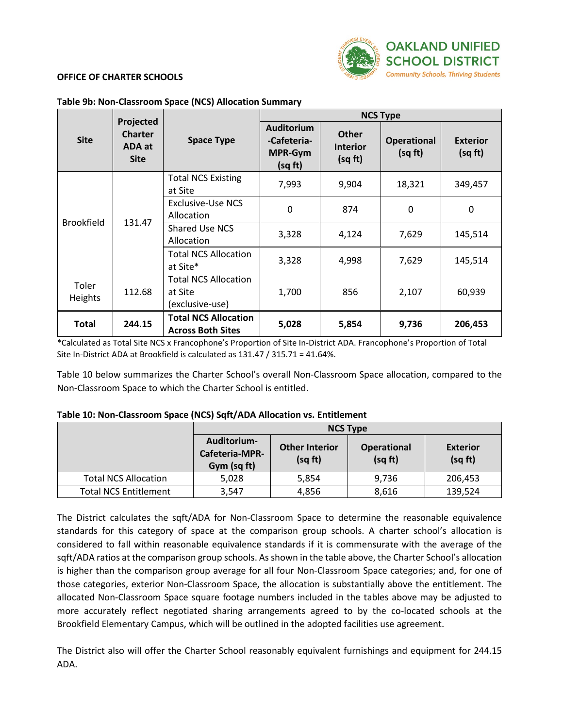**OFFICE OF CHARTER SCHOOLS**

**Table 9b: Non-Classroom Space (NCS) Allocation Summary**

| Site | Projected Charter ADA at Site | Space Type | NCS Type | | | |
|---|---|---|---|---|---|---|
| | | | Auditorium -Cafeteria-MPR-Gym (sq ft) | Other Interior (sq ft) | Operational (sq ft) | Exterior (sq ft) |
| Brookfield | 131.47 | Total NCS Existing at Site | 7,993 | 9,904 | 18,321 | 349,457 |
| | | Exclusive-Use NCS Allocation | 0 | 874 | 0 | 0 |
| | | Shared Use NCS Allocation | 3,328 | 4,124 | 7,629 | 145,514 |
| | | Total NCS Allocation at Site* | 3,328 | 4,998 | 7,629 | 145,514 |
| Toler Heights | 112.68 | Total NCS Allocation at Site (exclusive-use) | 1,700 | 856 | 2,107 | 60,939 |
| **Total** | **244.15** | **Total NCS Allocation Across Both Sites** | **5,028** | **5,854** | **9,736** | **206,453** |

*Calculated as Total Site NCS x Francophone's Proportion of Site In-District ADA. Francophone's Proportion of Total Site In-District ADA at Brookfield is calculated as 131.47 / 315.71 = 41.64%.

Table 10 below summarizes the Charter School's overall Non-Classroom Space allocation, compared to the Non-Classroom Space to which the Charter School is entitled.

**Table 10: Non-Classroom Space (NCS) Sqft/ADA Allocation vs. Entitlement**

| | NCS Type | | | |
|---|---|---|---|---|
| | Auditorium-Cafeteria-MPR-Gym (sq ft) | Other Interior (sq ft) | Operational (sq ft) | Exterior (sq ft) |
| Total NCS Allocation | 5,028 | 5,854 | 9,736 | 206,453 |
| Total NCS Entitlement | 3,547 | 4,856 | 8,616 | 139,524 |

The District calculates the sqft/ADA for Non-Classroom Space to determine the reasonable equivalence standards for this category of space at the comparison group schools. A charter school's allocation is considered to fall within reasonable equivalence standards if it is commensurate with the average of the sqft/ADA ratios at the comparison group schools. As shown in the table above, the Charter School's allocation is higher than the comparison group average for all four Non-Classroom Space categories; and, for one of those categories, exterior Non-Classroom Space, the allocation is substantially above the entitlement. The allocated Non-Classroom Space square footage numbers included in the tables above may be adjusted to more accurately reflect negotiated sharing arrangements agreed to by the co-located schools at the Brookfield Elementary Campus, which will be outlined in the adopted facilities use agreement.

The District also will offer the Charter School reasonably equivalent furnishings and equipment for 244.15 ADA.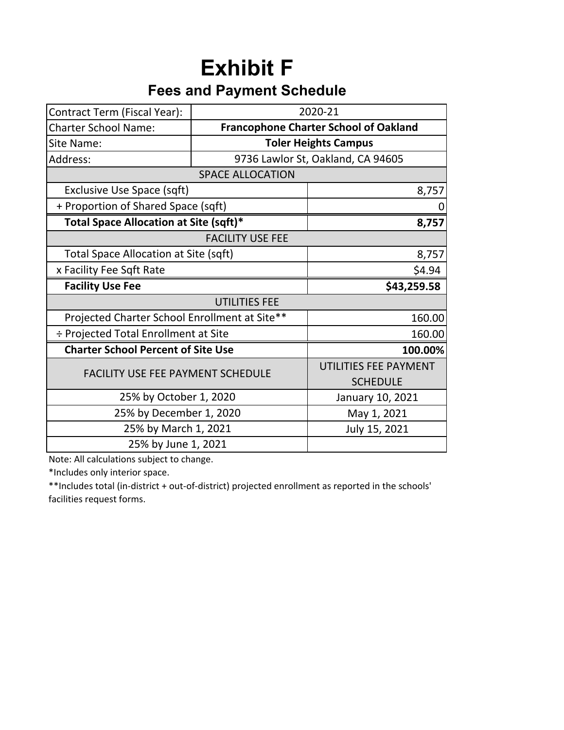# Exhibit F

## Fees and Payment Schedule

| Contract Term (Fiscal Year): | 2020-21 |
| --- | --- |
| Charter School Name: | **Francophone Charter School of Oakland** |
| Site Name: | **Toler Heights Campus** |
| Address: | 9736 Lawlor St, Oakland, CA 94605 |
| **SPACE ALLOCATION** | |
| Exclusive Use Space (sqft) | 8,757 |
| + Proportion of Shared Space (sqft) | 0 |
| **Total Space Allocation at Site (sqft)*** | **8,757** |
| **FACILITY USE FEE** | |
| Total Space Allocation at Site (sqft) | 8,757 |
| x Facility Fee Sqft Rate | $4.94 |
| **Facility Use Fee** | **$43,259.58** |
| **UTILITIES FEE** | |
| Projected Charter School Enrollment at Site** | 160.00 |
| ÷ Projected Total Enrollment at Site | 160.00 |
| **Charter School Percent of Site Use** | **100.00%** |
| FACILITY USE FEE PAYMENT SCHEDULE | UTILITIES FEE PAYMENT SCHEDULE |
| 25% by October 1, 2020 | January 10, 2021 |
| 25% by December 1, 2020 | May 1, 2021 |
| 25% by March 1, 2021 | July 15, 2021 |
| 25% by June 1, 2021 | |

Note: All calculations subject to change.

*Includes only interior space.

**Includes total (in-district + out-of-district) projected enrollment as reported in the schools' facilities request forms.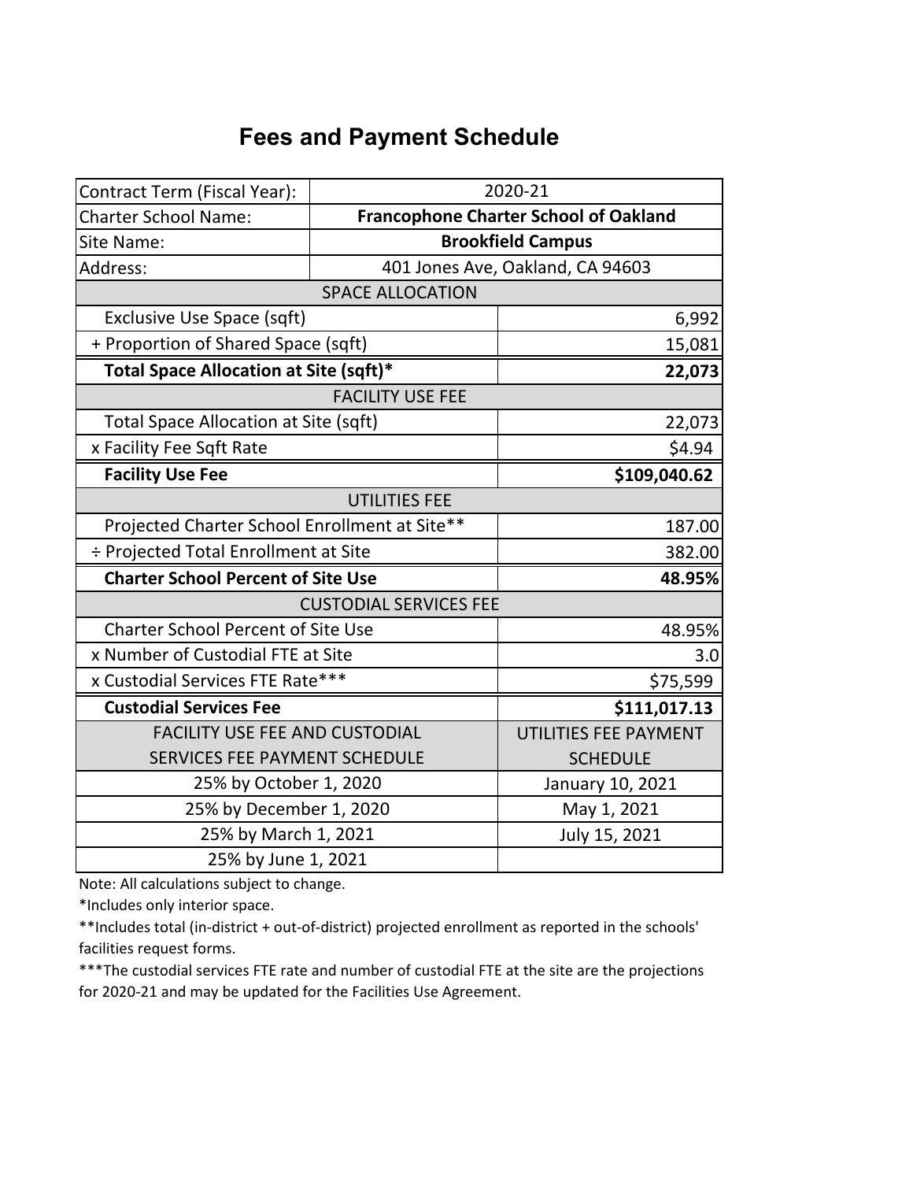# Fees and Payment Schedule

| Contract Term (Fiscal Year): | 2020-21 |
|---|---|
| Charter School Name: | **Francophone Charter School of Oakland** |
| Site Name: | **Brookfield Campus** |
| Address: | 401 Jones Ave, Oakland, CA 94603 |

| SPACE ALLOCATION | |
|---|---|
| Exclusive Use Space (sqft) | 6,992 |
| + Proportion of Shared Space (sqft) | 15,081 |
| **Total Space Allocation at Site (sqft)*** | **22,073** |
| **FACILITY USE FEE** | |
| Total Space Allocation at Site (sqft) | 22,073 |
| x Facility Fee Sqft Rate | $4.94 |
| **Facility Use Fee** | **$109,040.62** |
| **UTILITIES FEE** | |
| Projected Charter School Enrollment at Site** | 187.00 |
| ÷ Projected Total Enrollment at Site | 382.00 |
| **Charter School Percent of Site Use** | **48.95%** |
| **CUSTODIAL SERVICES FEE** | |
| Charter School Percent of Site Use | 48.95% |
| x Number of Custodial FTE at Site | 3.0 |
| x Custodial Services FTE Rate*** | $75,599 |
| **Custodial Services Fee** | **$111,017.13** |

| FACILITY USE FEE AND CUSTODIAL SERVICES FEE PAYMENT SCHEDULE | UTILITIES FEE PAYMENT SCHEDULE |
|---|---|
| 25% by October 1, 2020 | January 10, 2021 |
| 25% by December 1, 2020 | May 1, 2021 |
| 25% by March 1, 2021 | July 15, 2021 |
| 25% by June 1, 2021 | |

Note: All calculations subject to change.

*Includes only interior space.

**Includes total (in-district + out-of-district) projected enrollment as reported in the schools' facilities request forms.

***The custodial services FTE rate and number of custodial FTE at the site are the projections for 2020-21 and may be updated for the Facilities Use Agreement.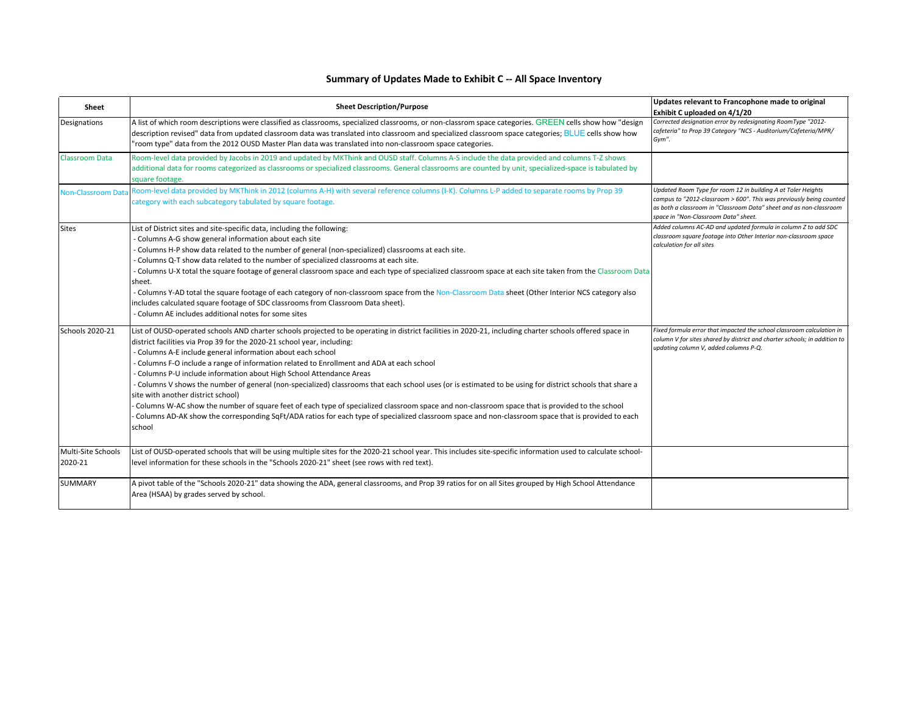## Summary of Updates Made to Exhibit C -- All Space Inventory

| Sheet | Sheet Description/Purpose | Updates relevant to Francophone made to original Exhibit C uploaded on 4/1/20 |
|---|---|---|
| Designations | A list of which room descriptions were classified as classrooms, specialized classrooms, or non-classrom space categories. GREEN cells show how "design description revised" data from updated classroom data was translated into classroom and specialized classroom space categories; BLUE cells show how "room type" data from the 2012 OUSD Master Plan data was translated into non-classroom space categories. | *Corrected designation error by redesignating RoomType "2012-cafeteria" to Prop 39 Category "NCS - Auditorium/Cafeteria/MPR/Gym".* |
| Classroom Data | Room-level data provided by Jacobs in 2019 and updated by MKThink and OUSD staff. Columns A-S include the data provided and columns T-Z shows additional data for rooms categorized as classrooms or specialized classrooms. General classrooms are counted by unit, specialized-space is tabulated by square footage. | |
| Non-Classroom Data | Room-level data provided by MKThink in 2012 (columns A-H) with several reference columns (I-K). Columns L-P added to separate rooms by Prop 39 category with each subcategory tabulated by square footage. | *Updated Room Type for room 12 in building A at Toler Heights campus to "2012-classroom > 600". This was previously being counted as both a classroom in "Classroom Data" sheet and as non-classroom space in "Non-Classroom Data" sheet.* |
| Sites | List of District sites and site-specific data, including the following:<br>- Columns A-G show general information about each site<br>- Columns H-P show data related to the number of general (non-specialized) classrooms at each site.<br>- Columns Q-T show data related to the number of specialized classrooms at each site.<br>- Columns U-X total the square footage of general classroom space and each type of specialized classroom space at each site taken from the Classroom Data sheet.<br>- Columns Y-AD total the square footage of each category of non-classroom space from the Non-Classroom Data sheet (Other Interior NCS category also includes calculated square footage of SDC classrooms from Classroom Data sheet).<br>- Column AE includes additional notes for some sites | *Added columns AC-AD and updated formula in column Z to add SDC classroom square footage into Other Interior non-classroom space calculation for all sites* |
| Schools 2020-21 | List of OUSD-operated schools AND charter schools projected to be operating in district facilities in 2020-21, including charter schools offered space in district facilities via Prop 39 for the 2020-21 school year, including:<br>- Columns A-E include general information about each school<br>- Columns F-O include a range of information related to Enrollment and ADA at each school<br>- Columns P-U include information about High School Attendance Areas<br>- Columns V shows the number of general (non-specialized) classrooms that each school uses (or is estimated to be using for district schools that share a site with another district school)<br>- Columns W-AC show the number of square feet of each type of specialized classroom space and non-classroom space that is provided to the school<br>- Columns AD-AK show the corresponding SqFt/ADA ratios for each type of specialized classroom space and non-classroom space that is provided to each school | *Fixed formula error that impacted the school classroom calculation in column V for sites shared by district and charter schools; in addition to updating column V, added columns P-Q.* |
| Multi-Site Schools 2020-21 | List of OUSD-operated schools that will be using multiple sites for the 2020-21 school year. This includes site-specific information used to calculate school-level information for these schools in the "Schools 2020-21" sheet (see rows with red text). | |
| SUMMARY | A pivot table of the "Schools 2020-21" data showing the ADA, general classrooms, and Prop 39 ratios for on all Sites grouped by High School Attendance Area (HSAA) by grades served by school. | |